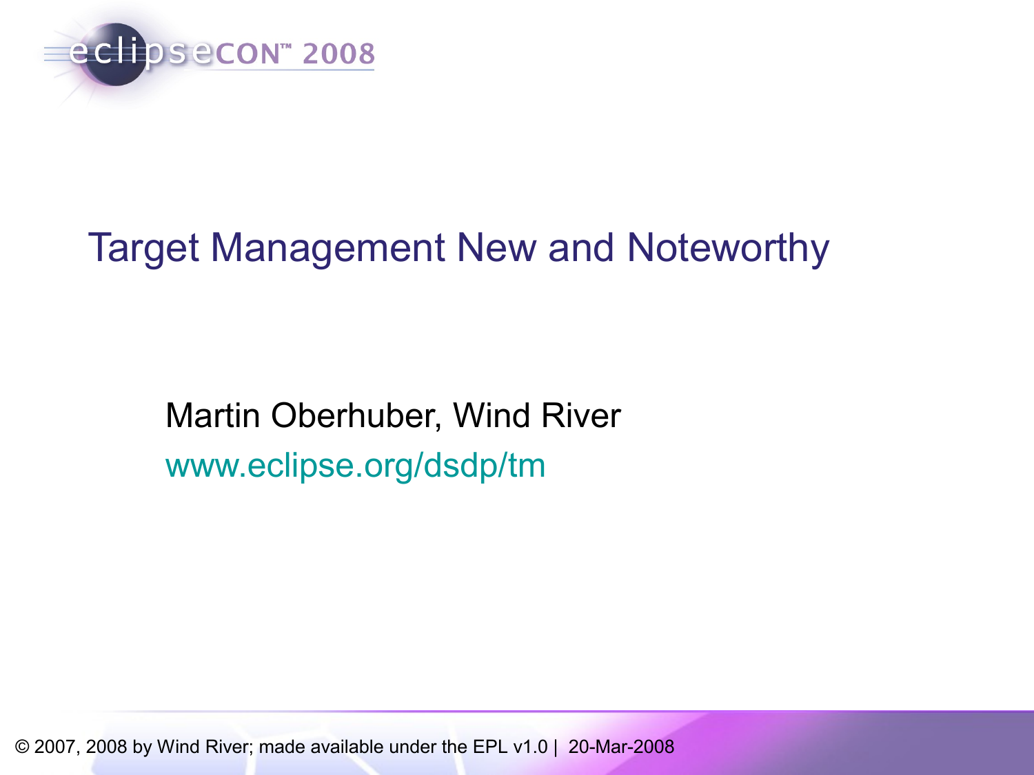# Target Management New and Noteworthy

Martin Oberhuber, Wind River

www.eclipse.org/dsdp/tm

© 2007, 2008 by Wind River; made available under the EPL v1.0 | 20-Mar-2008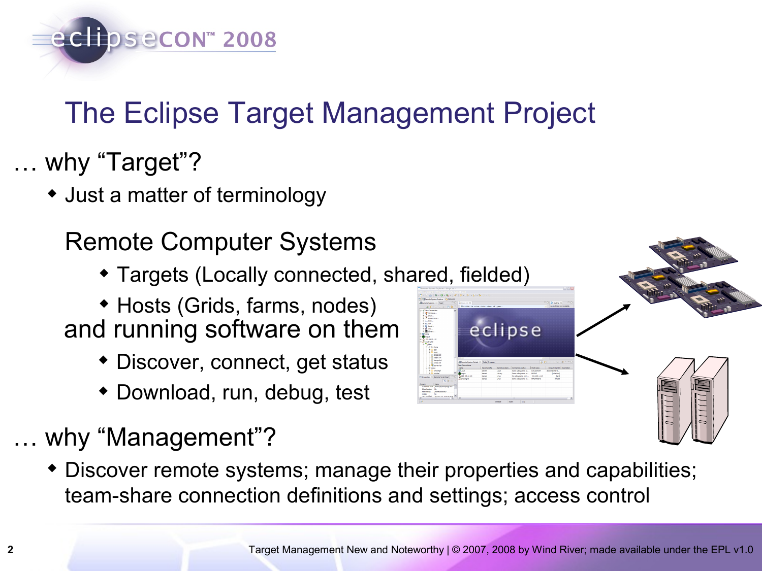# The Eclipse Target Management Project

… why “Target”?

- Just a matter of terminology

Remote Computer Systems

- Targets (Locally connected, shared, fielded)
- Hosts (Grids, farms, nodes)

and running software on them

- Discover, connect, get status
- Download, run, debug, test

… why “Management”?

- Discover remote systems; manage their properties and capabilities; team-share connection definitions and settings; access control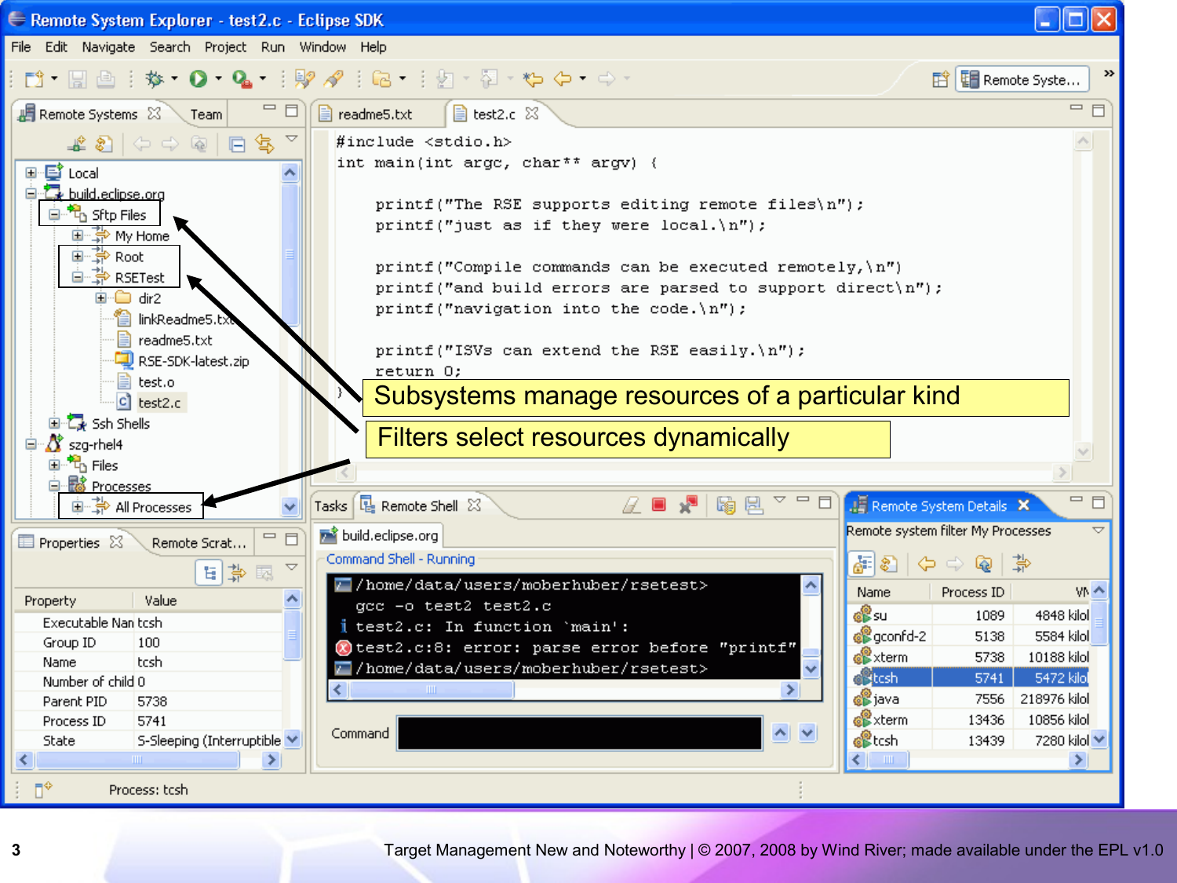Subsystems manage resources of a particular kind

Filters select resources dynamically

```
#include <stdio.h>
int main(int argc, char** argv) {

    printf("The RSE supports editing remote files\n");
    printf("just as if they were local.\n");

    printf("Compile commands can be executed remotely,\n")
    printf("and build errors are parsed to support direct\n");
    printf("navigation into the code.\n");

    printf("ISVs can extend the RSE easily.\n");
    return 0;
}
```

```
/home/data/users/moberhuber/rsetest>
  gcc -o test2 test2.c
test2.c: In function `main':
test2.c:8: error: parse error before "printf"
/home/data/users/moberhuber/rsetest>
```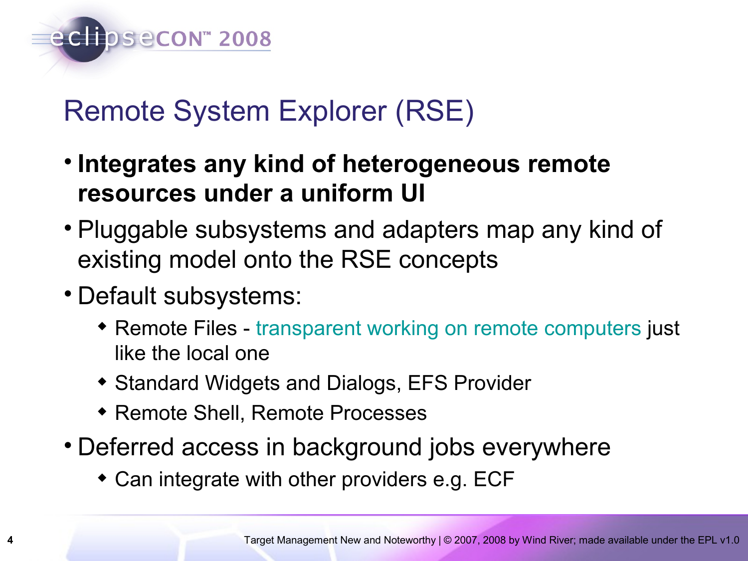# Remote System Explorer (RSE)

- **Integrates any kind of heterogeneous remote resources under a uniform UI**
- Pluggable subsystems and adapters map any kind of existing model onto the RSE concepts
- Default subsystems:
  - Remote Files - transparent working on remote computers just like the local one
  - Standard Widgets and Dialogs, EFS Provider
  - Remote Shell, Remote Processes
- Deferred access in background jobs everywhere
  - Can integrate with other providers e.g. ECF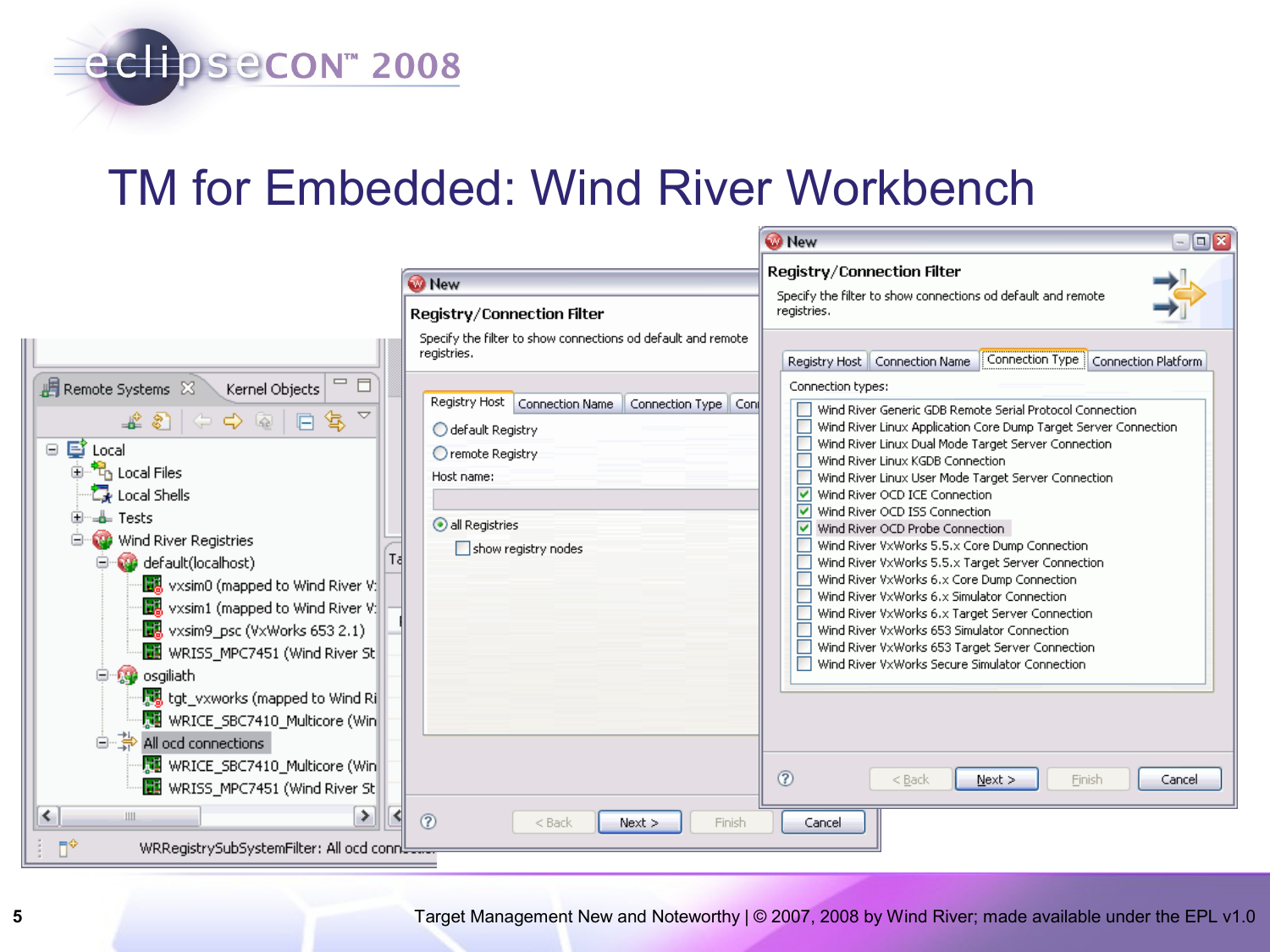# TM for Embedded: Wind River Workbench

Remote Systems | Kernel Objects

- Local
  - Local Files
  - Local Shells
  - Tests
  - Wind River Registries
    - default(localhost)
      - vxsim0 (mapped to Wind River V
      - vxsim1 (mapped to Wind River V
      - vxsim9_psc (VxWorks 653 2.1)
      - WRISS_MPC7451 (Wind River St
    - osgiliath
      - tgt_vxworks (mapped to Wind Ri
      - WRICE_SBC7410_Multicore (Win
    - All ocd connections
      - WRICE_SBC7410_Multicore (Win
      - WRISS_MPC7451 (Wind River St

WRRegistrySubSystemFilter: All ocd conn...

**New**

**Registry/Connection Filter**

Specify the filter to show connections od default and remote registries.

Registry Host | Connection Name | Connection Type | Con...

- default Registry
- remote Registry

Host name:

- all Registries
- show registry nodes

< Back | Next > | Finish | Cancel

**New**

**Registry/Connection Filter**

Specify the filter to show connections od default and remote registries.

Registry Host | Connection Name | Connection Type | Connection Platform

Connection types:

- [ ] Wind River Generic GDB Remote Serial Protocol Connection
- [ ] Wind River Linux Application Core Dump Target Server Connection
- [ ] Wind River Linux Dual Mode Target Server Connection
- [ ] Wind River Linux KGDB Connection
- [ ] Wind River Linux User Mode Target Server Connection
- [x] Wind River OCD ICE Connection
- [x] Wind River OCD ISS Connection
- [x] Wind River OCD Probe Connection
- [ ] Wind River VxWorks 5.5.x Core Dump Connection
- [ ] Wind River VxWorks 5.5.x Target Server Connection
- [ ] Wind River VxWorks 6.x Core Dump Connection
- [ ] Wind River VxWorks 6.x Simulator Connection
- [ ] Wind River VxWorks 6.x Target Server Connection
- [ ] Wind River VxWorks 653 Simulator Connection
- [ ] Wind River VxWorks 653 Target Server Connection
- [ ] Wind River VxWorks Secure Simulator Connection

< Back | Next > | Finish | Cancel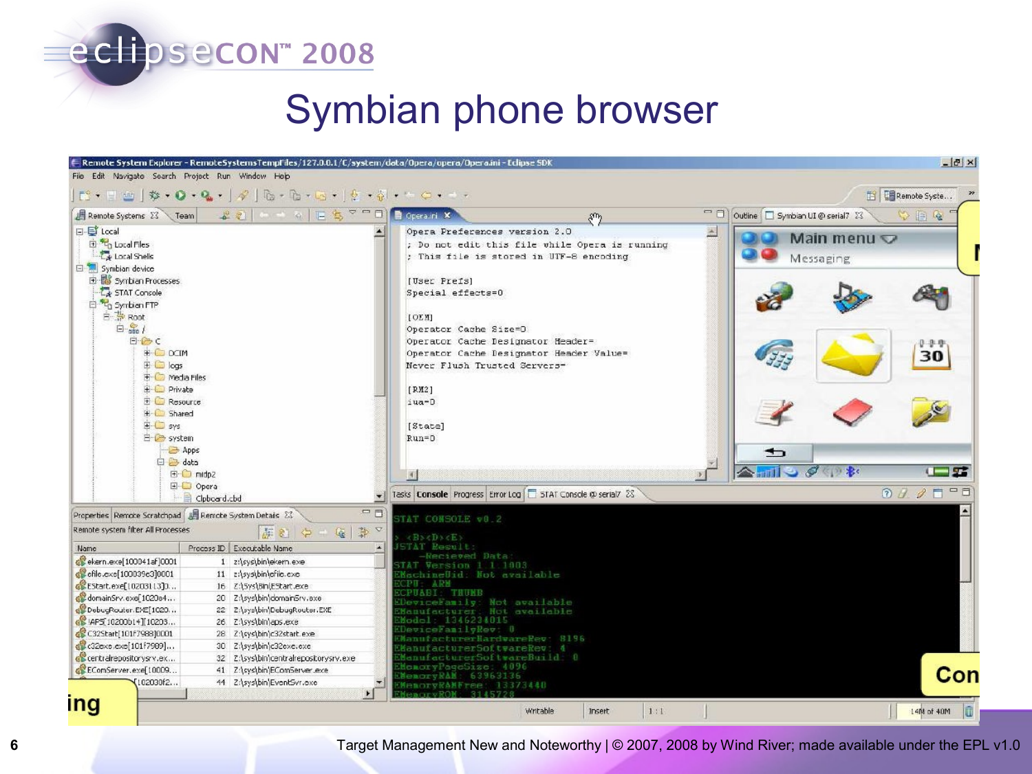# Symbian phone browser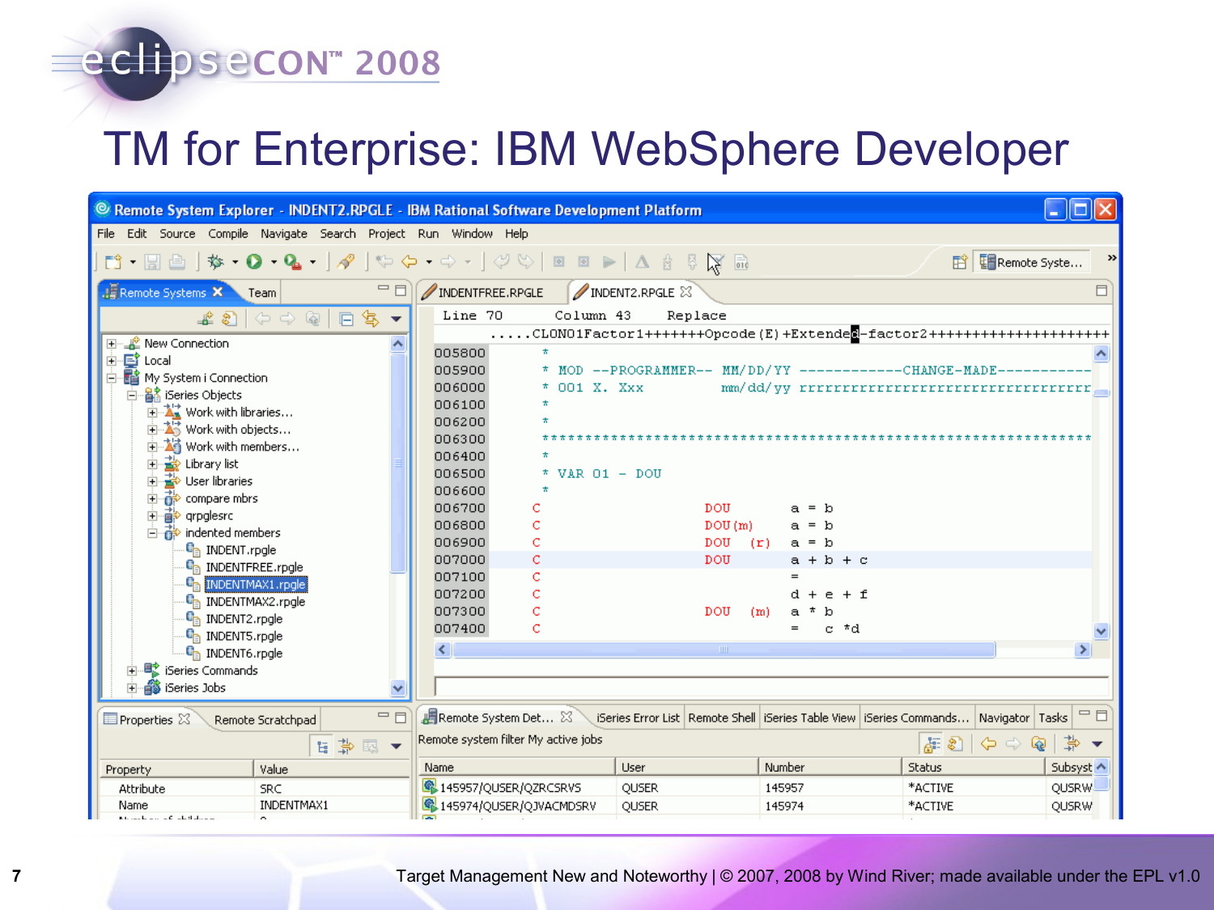# TM for Enterprise: IBM WebSphere Developer

Remote System Explorer - INDENT2.RPGLE - IBM Rational Software Development Platform

File Edit Source Compile Navigate Search Project Run Window Help

Remote Systems | Team

- New Connection
- Local
- My System i Connection
  - iSeries Objects
    - Work with libraries...
    - Work with objects...
    - Work with members...
    - Library list
    - User libraries
    - compare mbrs
    - qrpglesrc
    - indented members
      - INDENT.rpgle
      - INDENTFREE.rpgle
      - INDENTMAX1.rpgle
      - INDENTMAX2.rpgle
      - INDENT2.rpgle
      - INDENT5.rpgle
      - INDENT6.rpgle
  - iSeries Commands
  - iSeries Jobs

INDENTFREE.RPGLE | INDENT2.RPGLE

Line 70 Column 43 Replace

```
.....CL0N01Factor1+++++++Opcode(E)+Extended-factor2++++++++++++++++++++
005800      *
005900      * MOD --PROGRAMMER-- MM/DD/YY ------------CHANGE-MADE----------
006000      * 001 X. Xxx         mm/dd/yy rrrrrrrrrrrrrrrrrrrrrrrrrrrrrrr
006100      *
006200      *
006300      ******************************************************************
006400      *
006500      * VAR 01 - DOU
006600      *
006700     C                   DOU       a = b
006800     C                   DOU(m)    a = b
006900     C                   DOU  (r)  a = b
007000     C                   DOU       a + b + c
007100     C                             =
007200     C                             d + e + f
007300     C                   DOU  (m)  a * b
007400     C                             =   c *d
```

Properties | Remote Scratchpad

| Property | Value |
|---|---|
| Attribute | SRC |
| Name | INDENTMAX1 |

Remote System Det... | iSeries Error List | Remote Shell | iSeries Table View | iSeries Commands... | Navigator | Tasks

Remote system filter My active jobs

| Name | User | Number | Status | Subsyst |
|---|---|---|---|---|
| 145957/QUSER/QZRCSRVS | QUSER | 145957 | *ACTIVE | QUSRW |
| 145974/QUSER/QJVACMDSRV | QUSER | 145974 | *ACTIVE | QUSRW |

Target Management New and Noteworthy | © 2007, 2008 by Wind River; made available under the EPL v1.0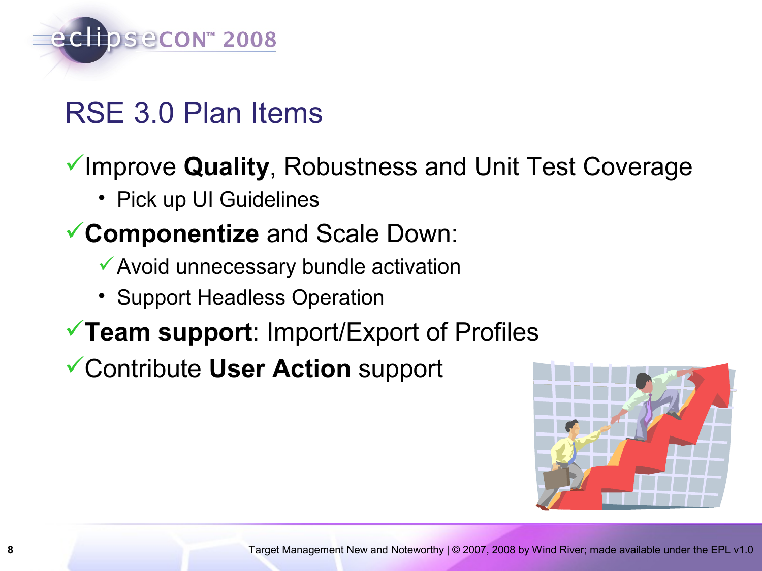# RSE 3.0 Plan Items

- ✓ Improve **Quality**, Robustness and Unit Test Coverage
  - Pick up UI Guidelines
- ✓ **Componentize** and Scale Down:
  - ✓ Avoid unnecessary bundle activation
  - Support Headless Operation
- ✓ **Team support**: Import/Export of Profiles
- ✓ Contribute **User Action** support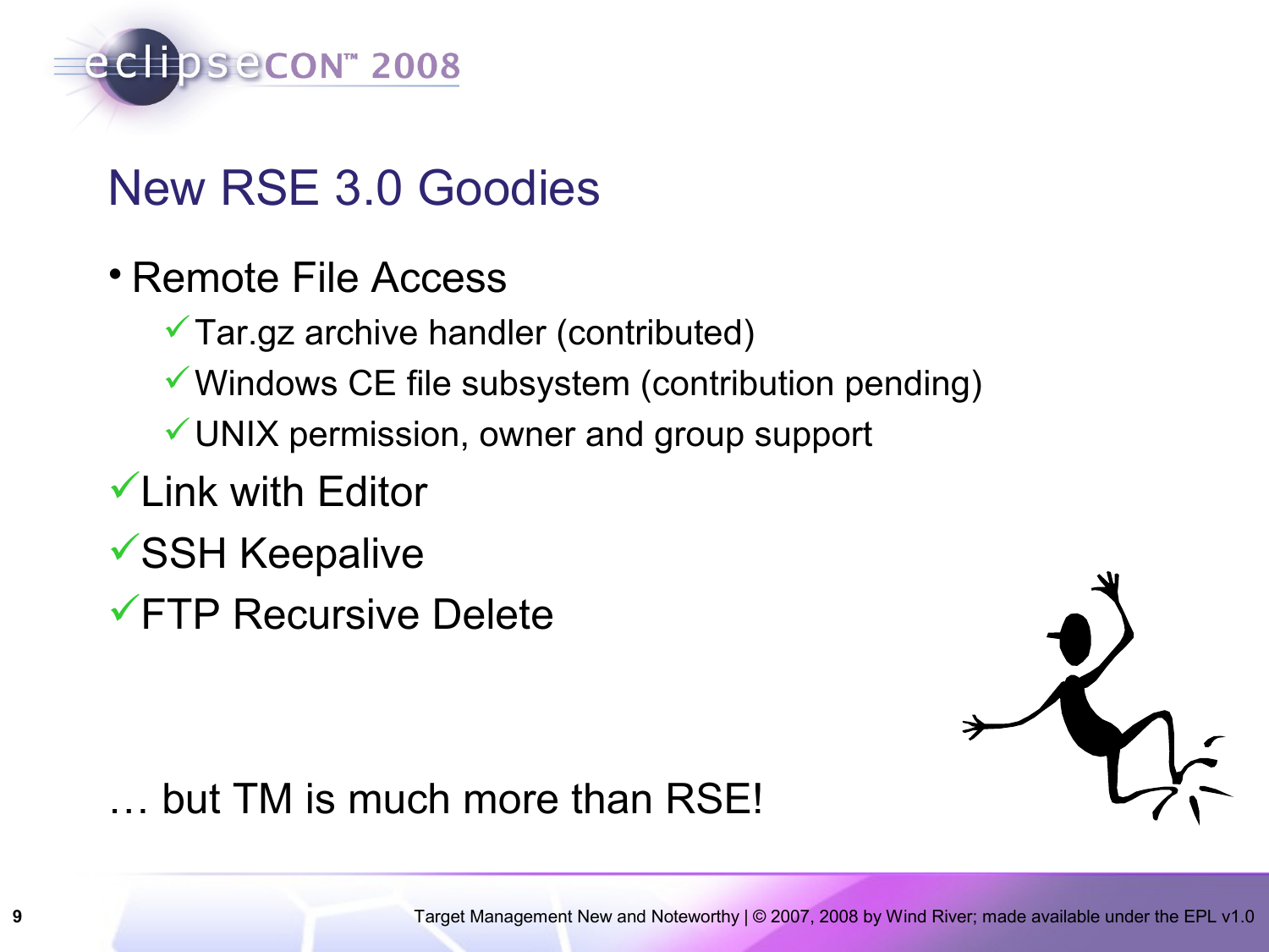# New RSE 3.0 Goodies

- Remote File Access
  - ✓ Tar.gz archive handler (contributed)
  - ✓ Windows CE file subsystem (contribution pending)
  - ✓ UNIX permission, owner and group support
- ✓ Link with Editor
- ✓ SSH Keepalive
- ✓ FTP Recursive Delete

… but TM is much more than RSE!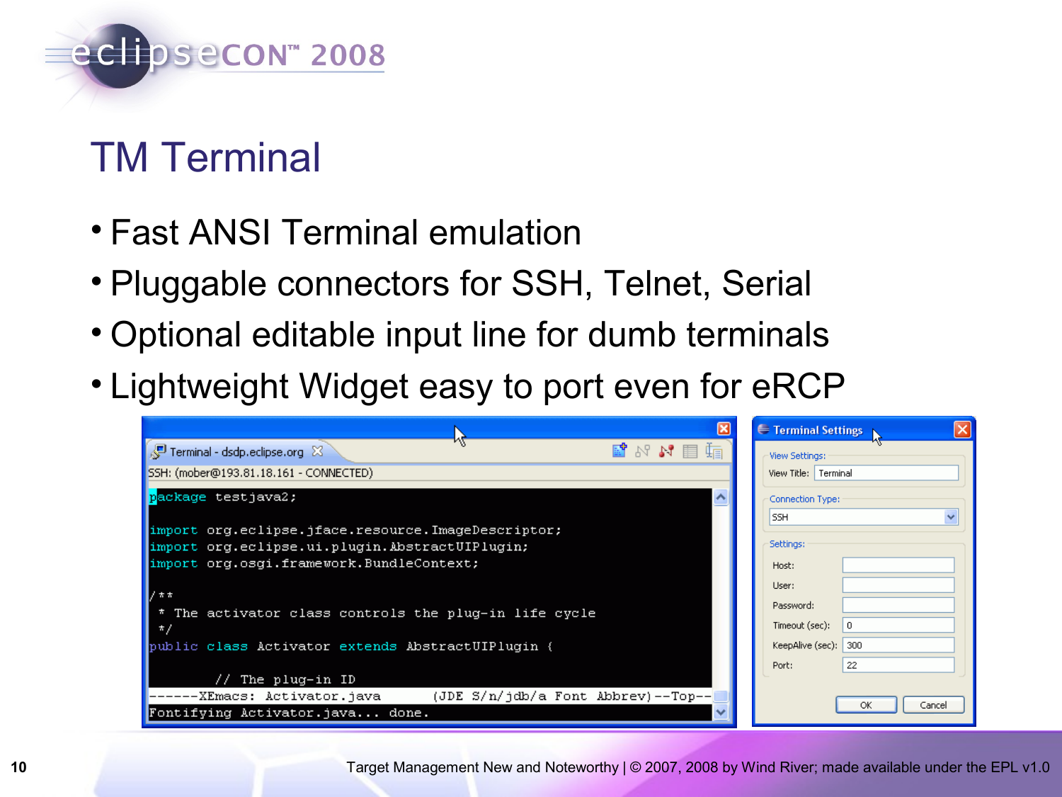# TM Terminal

- Fast ANSI Terminal emulation
- Pluggable connectors for SSH, Telnet, Serial
- Optional editable input line for dumb terminals
- Lightweight Widget easy to port even for eRCP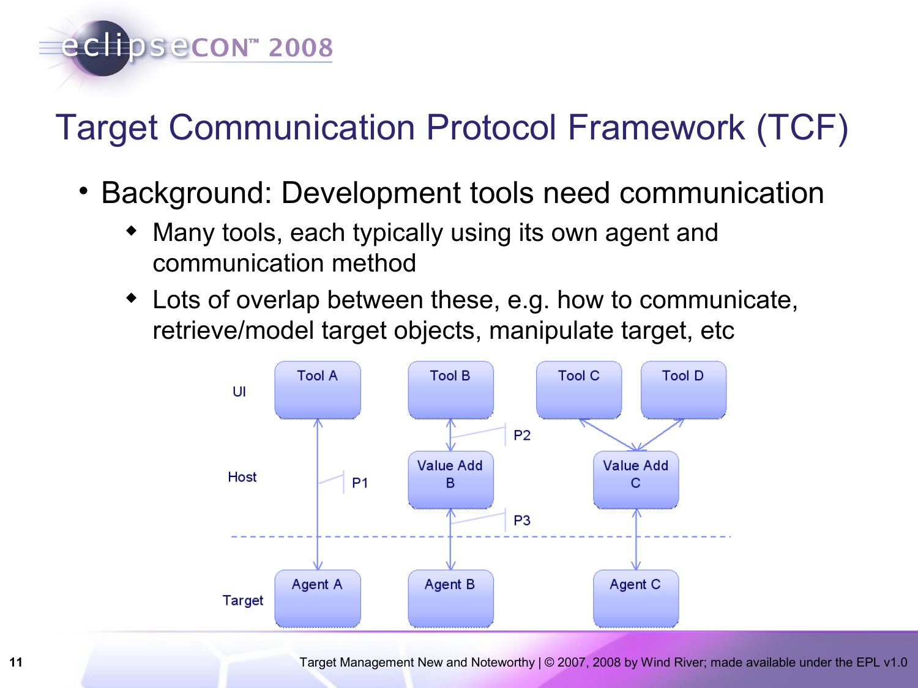# Target Communication Protocol Framework (TCF)

- Background: Development tools need communication
  - Many tools, each typically using its own agent and communication method
  - Lots of overlap between these, e.g. how to communicate, retrieve/model target objects, manipulate target, etc

UI: Tool A, Tool B, Tool C, Tool D

Host: Value Add B, Value Add C

Target: Agent A, Agent B, Agent C

P1, P2, P3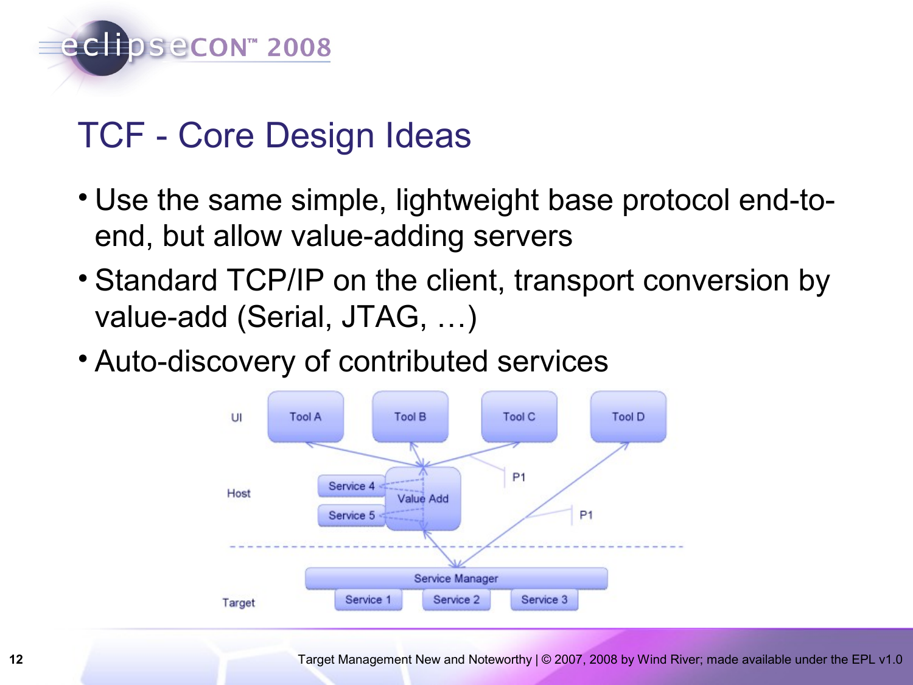# TCF - Core Design Ideas

- Use the same simple, lightweight base protocol end-to-end, but allow value-adding servers
- Standard TCP/IP on the client, transport conversion by value-add (Serial, JTAG, …)
- Auto-discovery of contributed services

UI: Tool A, Tool B, Tool C, Tool D

Host: Service 4, Service 5, Value Add, P1, P1

Target: Service Manager, Service 1, Service 2, Service 3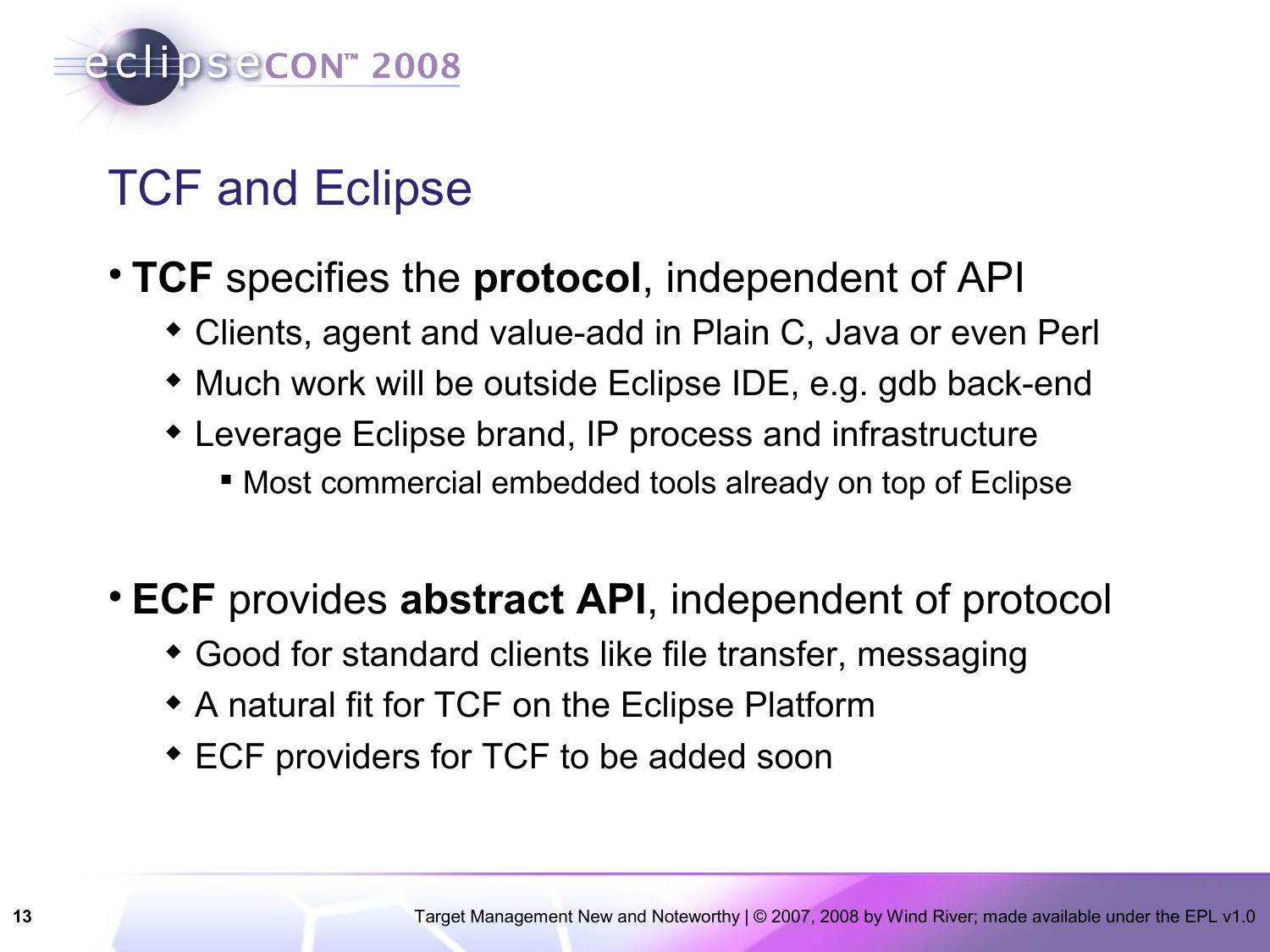# TCF and Eclipse

- **TCF** specifies the **protocol**, independent of API
  - Clients, agent and value-add in Plain C, Java or even Perl
  - Much work will be outside Eclipse IDE, e.g. gdb back-end
  - Leverage Eclipse brand, IP process and infrastructure
    - Most commercial embedded tools already on top of Eclipse

- **ECF** provides **abstract API**, independent of protocol
  - Good for standard clients like file transfer, messaging
  - A natural fit for TCF on the Eclipse Platform
  - ECF providers for TCF to be added soon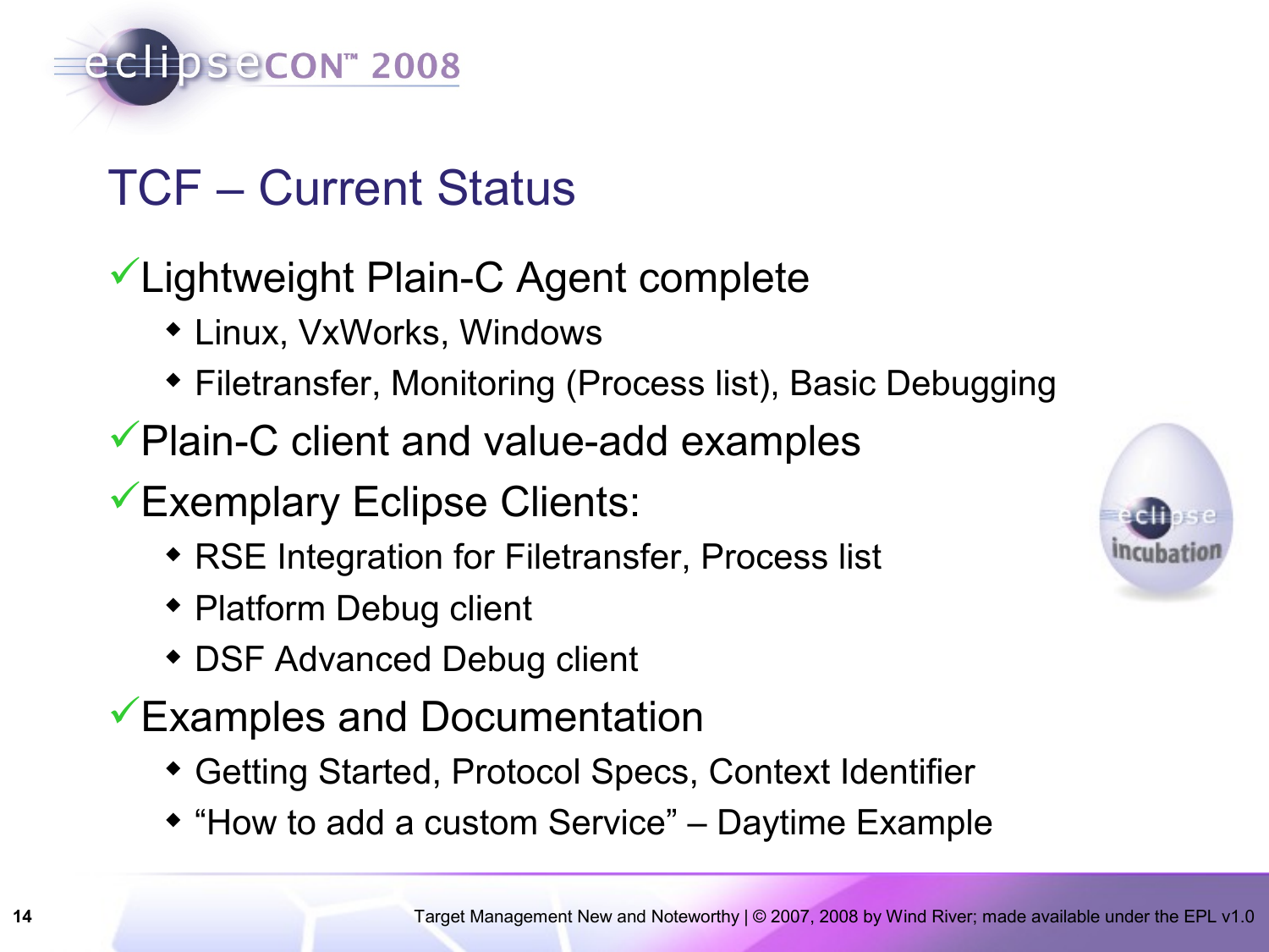# TCF – Current Status

- ✓ Lightweight Plain-C Agent complete
  - Linux, VxWorks, Windows
  - Filetransfer, Monitoring (Process list), Basic Debugging
- ✓ Plain-C client and value-add examples
- ✓ Exemplary Eclipse Clients:
  - RSE Integration for Filetransfer, Process list
  - Platform Debug client
  - DSF Advanced Debug client
- ✓ Examples and Documentation
  - Getting Started, Protocol Specs, Context Identifier
  - "How to add a custom Service" – Daytime Example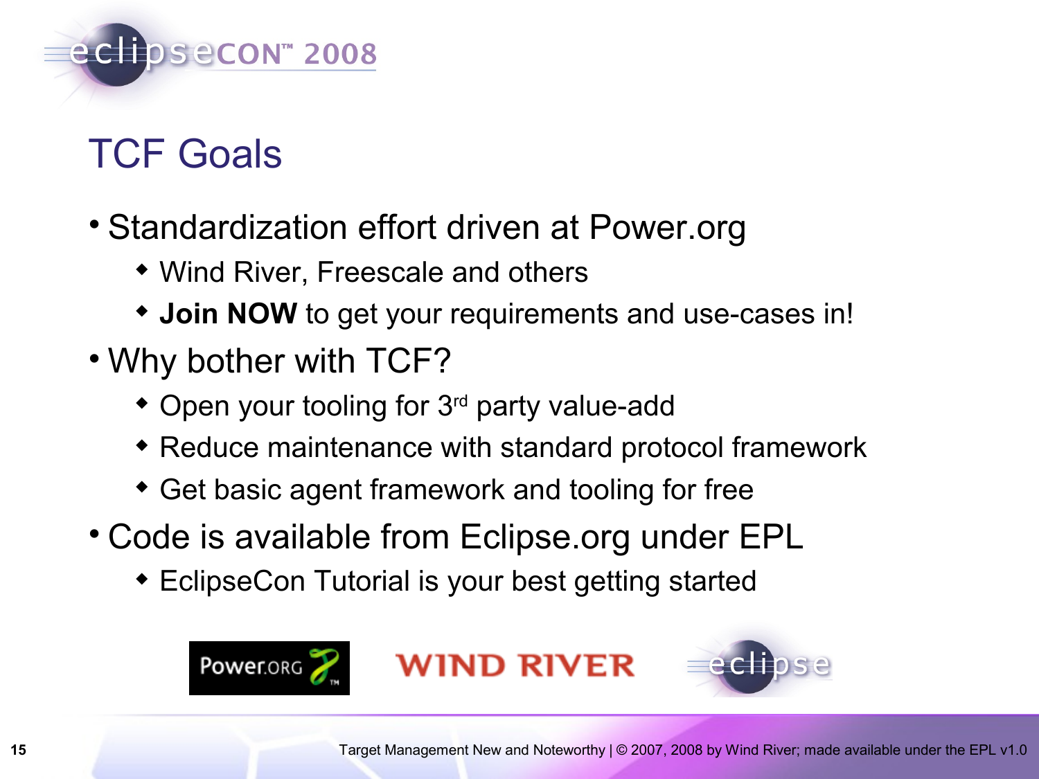# TCF Goals

- Standardization effort driven at Power.org
  - Wind River, Freescale and others
  - **Join NOW** to get your requirements and use-cases in!
- Why bother with TCF?
  - Open your tooling for 3rd party value-add
  - Reduce maintenance with standard protocol framework
  - Get basic agent framework and tooling for free
- Code is available from Eclipse.org under EPL
  - EclipseCon Tutorial is your best getting started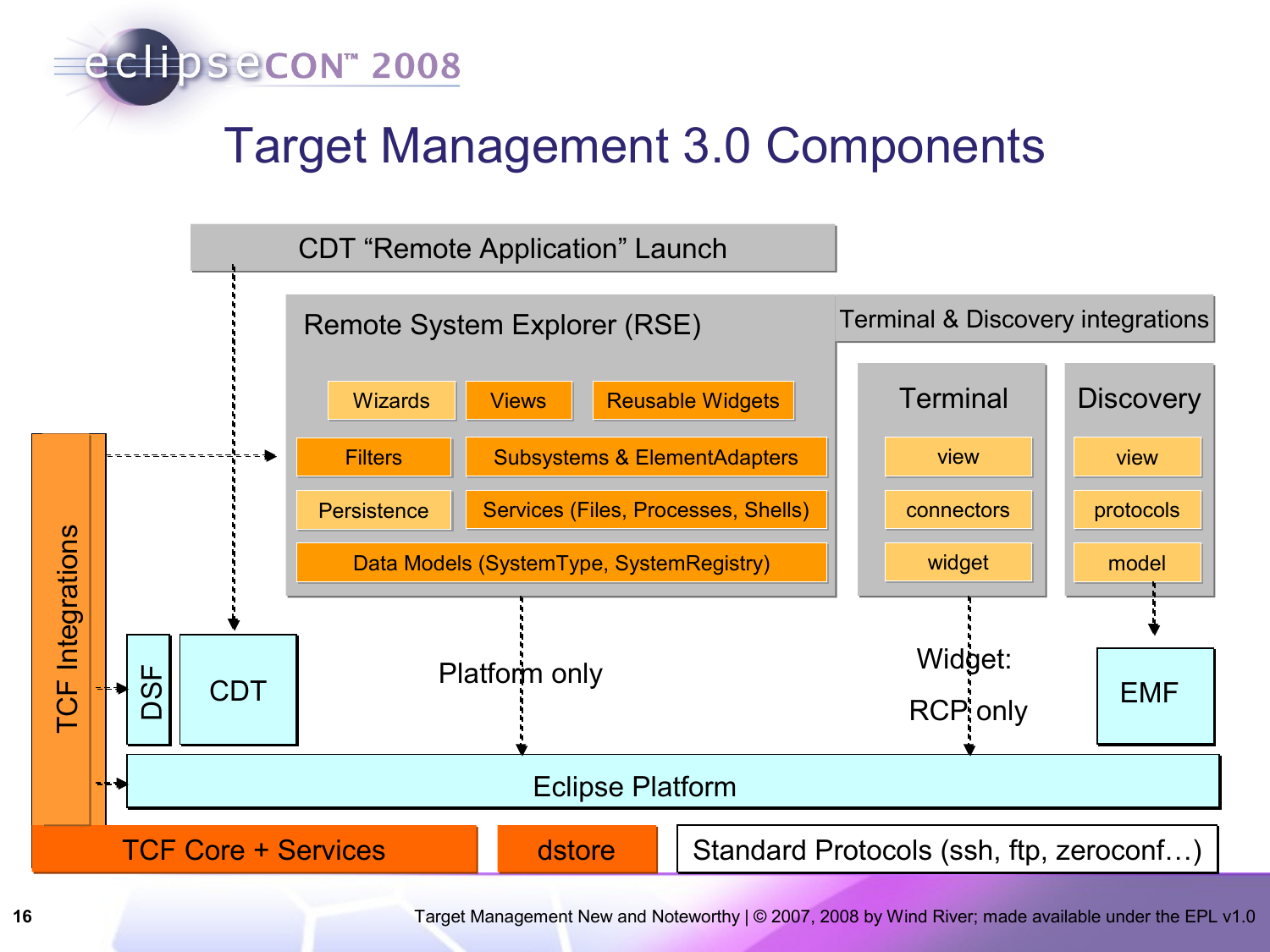# Target Management 3.0 Components

CDT "Remote Application" Launch

Remote System Explorer (RSE)

Wizards | Views | Reusable Widgets

Filters | Subsystems & ElementAdapters

Persistence | Services (Files, Processes, Shells)

Data Models (SystemType, SystemRegistry)

Terminal & Discovery integrations

Terminal: view, connectors, widget

Discovery: view, protocols, model

TCF Integrations

DSF | CDT

Platform only

Widget: RCP only

EMF

Eclipse Platform

TCF Core + Services | dstore | Standard Protocols (ssh, ftp, zeroconf…)

Target Management New and Noteworthy | © 2007, 2008 by Wind River; made available under the EPL v1.0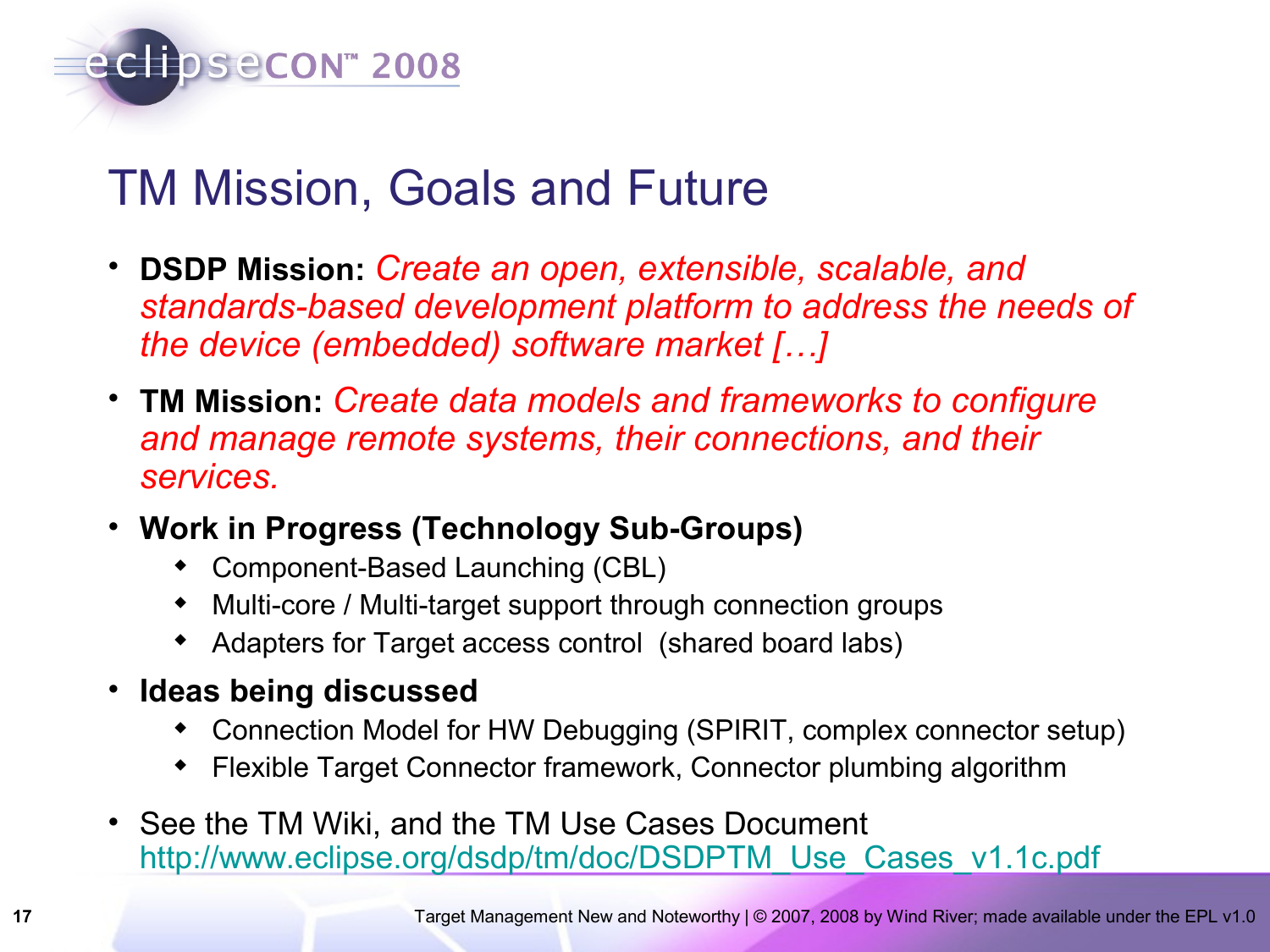# TM Mission, Goals and Future

- **DSDP Mission:** *Create an open, extensible, scalable, and standards-based development platform to address the needs of the device (embedded) software market […]*
- **TM Mission:** *Create data models and frameworks to configure and manage remote systems, their connections, and their services.*
- **Work in Progress (Technology Sub-Groups)**
  - Component-Based Launching (CBL)
  - Multi-core / Multi-target support through connection groups
  - Adapters for Target access control (shared board labs)
- **Ideas being discussed**
  - Connection Model for HW Debugging (SPIRIT, complex connector setup)
  - Flexible Target Connector framework, Connector plumbing algorithm
- See the TM Wiki, and the TM Use Cases Document http://www.eclipse.org/dsdp/tm/doc/DSDPTM_Use_Cases_v1.1c.pdf